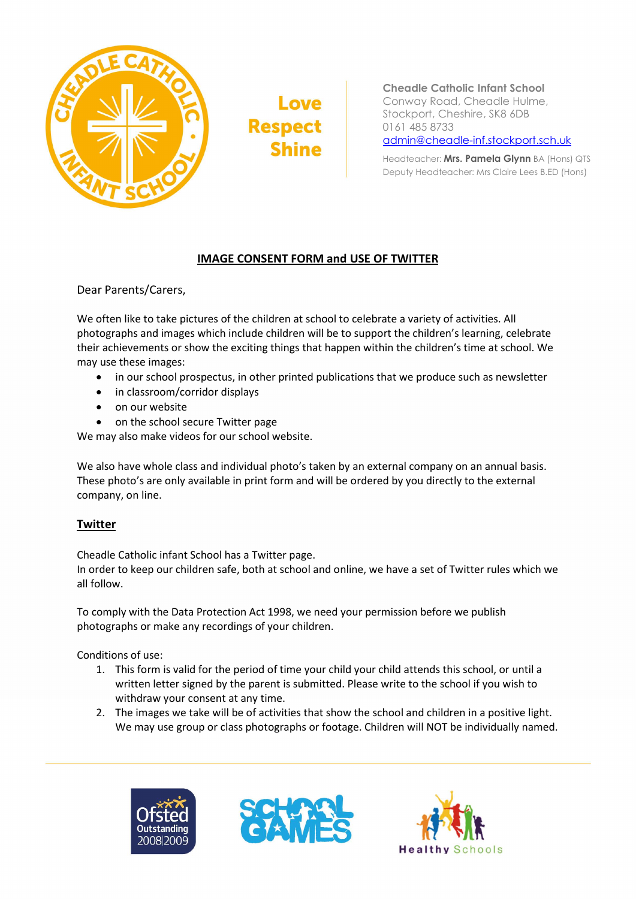Love
Respect
Shine

**Cheadle Catholic Infant School**
Conway Road, Cheadle Hulme,
Stockport, Cheshire, SK8 6DB
0161 485 8733
admin@cheadle-inf.stockport.sch.uk

Headteacher: **Mrs. Pamela Glynn** BA (Hons) QTS
Deputy Headteacher: Mrs Claire Lees B.ED (Hons)

## IMAGE CONSENT FORM and USE OF TWITTER

Dear Parents/Carers,

We often like to take pictures of the children at school to celebrate a variety of activities. All photographs and images which include children will be to support the children's learning, celebrate their achievements or show the exciting things that happen within the children's time at school. We may use these images:

- in our school prospectus, in other printed publications that we produce such as newsletter
- in classroom/corridor displays
- on our website
- on the school secure Twitter page

We may also make videos for our school website.

We also have whole class and individual photo's taken by an external company on an annual basis. These photo's are only available in print form and will be ordered by you directly to the external company, on line.

### Twitter

Cheadle Catholic infant School has a Twitter page.
In order to keep our children safe, both at school and online, we have a set of Twitter rules which we all follow.

To comply with the Data Protection Act 1998, we need your permission before we publish photographs or make any recordings of your children.

Conditions of use:

1. This form is valid for the period of time your child your child attends this school, or until a written letter signed by the parent is submitted. Please write to the school if you wish to withdraw your consent at any time.
2. The images we take will be of activities that show the school and children in a positive light. We may use group or class photographs or footage. Children will NOT be individually named.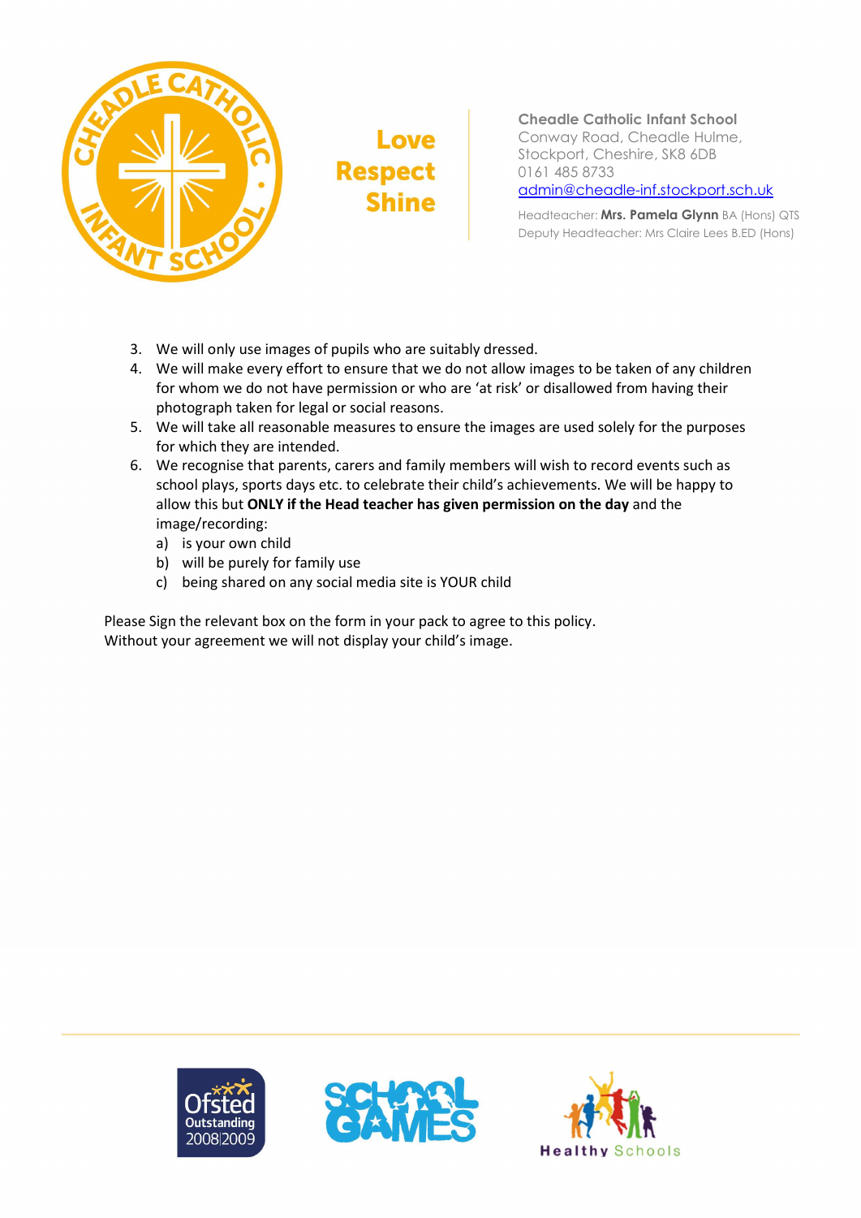Cheadle Catholic Infant School
Conway Road, Cheadle Hulme,
Stockport, Cheshire, SK8 6DB
0161 485 8733
admin@cheadle-inf.stockport.sch.uk

Headteacher: **Mrs. Pamela Glynn** BA (Hons) QTS
Deputy Headteacher: Mrs Claire Lees B.ED (Hons)

Love
Respect
Shine

3. We will only use images of pupils who are suitably dressed.
4. We will make every effort to ensure that we do not allow images to be taken of any children for whom we do not have permission or who are 'at risk' or disallowed from having their photograph taken for legal or social reasons.
5. We will take all reasonable measures to ensure the images are used solely for the purposes for which they are intended.
6. We recognise that parents, carers and family members will wish to record events such as school plays, sports days etc. to celebrate their child's achievements. We will be happy to allow this but **ONLY if the Head teacher has given permission on the day** and the image/recording:
   a) is your own child
   b) will be purely for family use
   c) being shared on any social media site is YOUR child

Please Sign the relevant box on the form in your pack to agree to this policy.
Without your agreement we will not display your child's image.